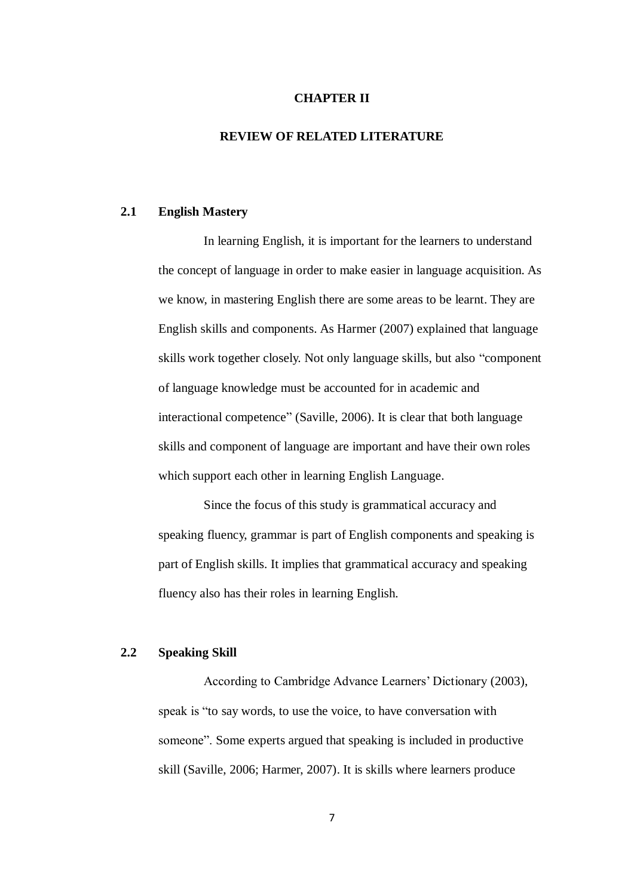# CHAPTER II

# REVIEW OF RELATED LITERATURE

## 2.1 English Mastery

In learning English, it is important for the learners to understand the concept of language in order to make easier in language acquisition. As we know, in mastering English there are some areas to be learnt. They are English skills and components. As Harmer (2007) explained that language skills work together closely. Not only language skills, but also "component of language knowledge must be accounted for in academic and interactional competence" (Saville, 2006). It is clear that both language skills and component of language are important and have their own roles which support each other in learning English Language.

Since the focus of this study is grammatical accuracy and speaking fluency, grammar is part of English components and speaking is part of English skills. It implies that grammatical accuracy and speaking fluency also has their roles in learning English.

## 2.2 Speaking Skill

According to Cambridge Advance Learners' Dictionary (2003), speak is "to say words, to use the voice, to have conversation with someone". Some experts argued that speaking is included in productive skill (Saville, 2006; Harmer, 2007). It is skills where learners produce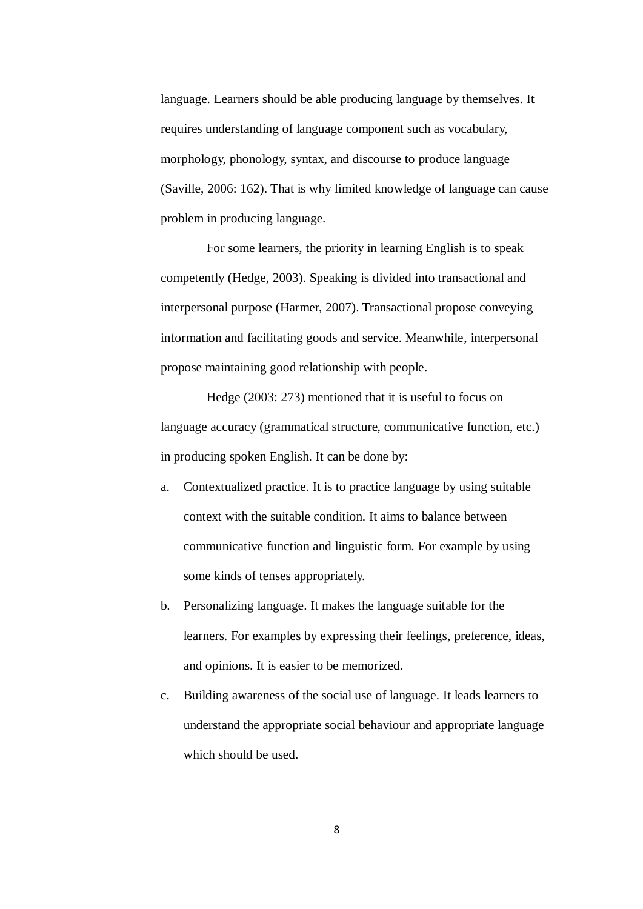language. Learners should be able producing language by themselves. It requires understanding of language component such as vocabulary, morphology, phonology, syntax, and discourse to produce language (Saville, 2006: 162). That is why limited knowledge of language can cause problem in producing language.

For some learners, the priority in learning English is to speak competently (Hedge, 2003). Speaking is divided into transactional and interpersonal purpose (Harmer, 2007). Transactional propose conveying information and facilitating goods and service. Meanwhile, interpersonal propose maintaining good relationship with people.

Hedge (2003: 273) mentioned that it is useful to focus on language accuracy (grammatical structure, communicative function, etc.) in producing spoken English. It can be done by:

a. Contextualized practice. It is to practice language by using suitable context with the suitable condition. It aims to balance between communicative function and linguistic form. For example by using some kinds of tenses appropriately.
b. Personalizing language. It makes the language suitable for the learners. For examples by expressing their feelings, preference, ideas, and opinions. It is easier to be memorized.
c. Building awareness of the social use of language. It leads learners to understand the appropriate social behaviour and appropriate language which should be used.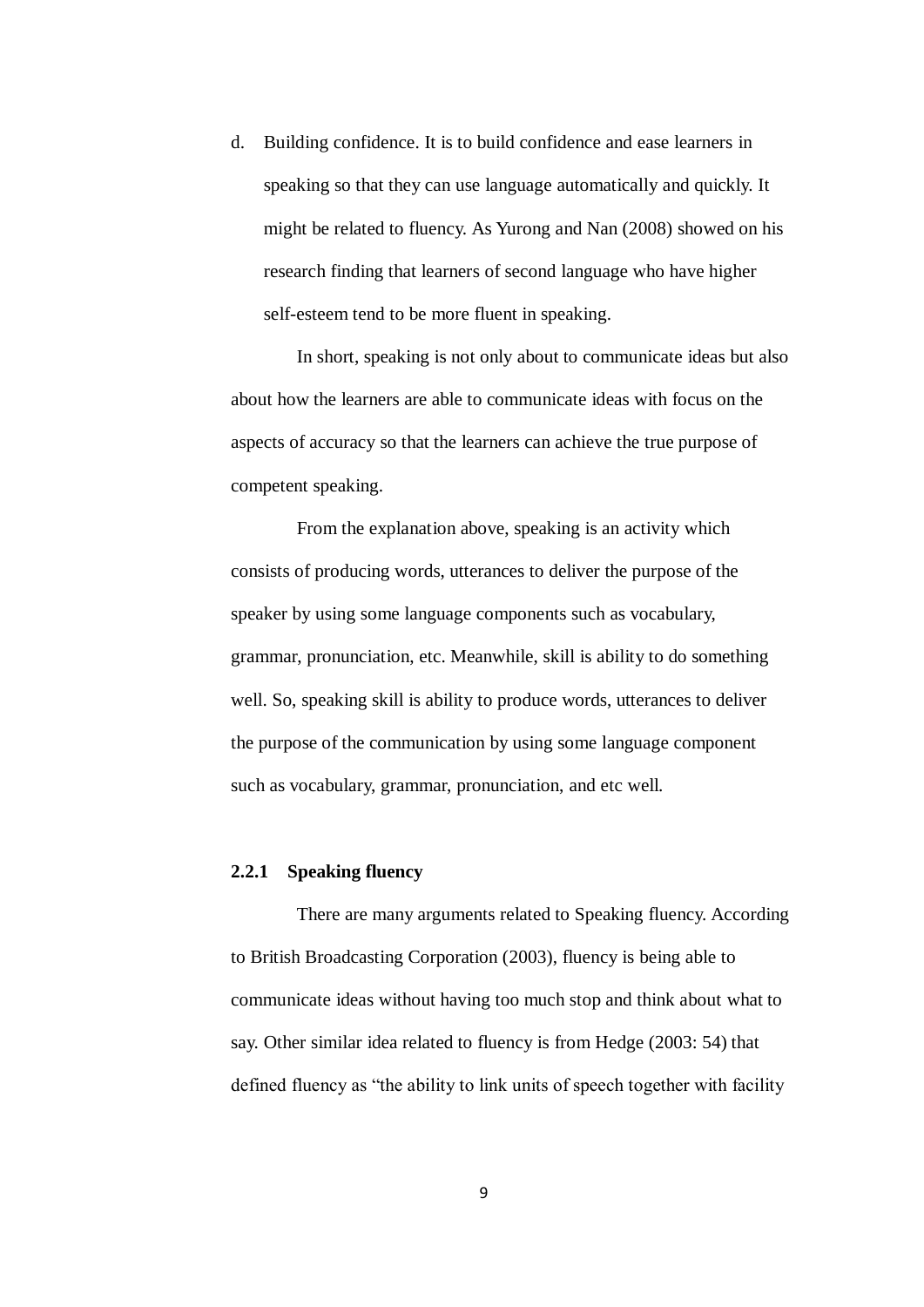d. Building confidence. It is to build confidence and ease learners in speaking so that they can use language automatically and quickly. It might be related to fluency. As Yurong and Nan (2008) showed on his research finding that learners of second language who have higher self-esteem tend to be more fluent in speaking.

In short, speaking is not only about to communicate ideas but also about how the learners are able to communicate ideas with focus on the aspects of accuracy so that the learners can achieve the true purpose of competent speaking.

From the explanation above, speaking is an activity which consists of producing words, utterances to deliver the purpose of the speaker by using some language components such as vocabulary, grammar, pronunciation, etc. Meanwhile, skill is ability to do something well. So, speaking skill is ability to produce words, utterances to deliver the purpose of the communication by using some language component such as vocabulary, grammar, pronunciation, and etc well.

### 2.2.1 Speaking fluency

There are many arguments related to Speaking fluency. According to British Broadcasting Corporation (2003), fluency is being able to communicate ideas without having too much stop and think about what to say. Other similar idea related to fluency is from Hedge (2003: 54) that defined fluency as "the ability to link units of speech together with facility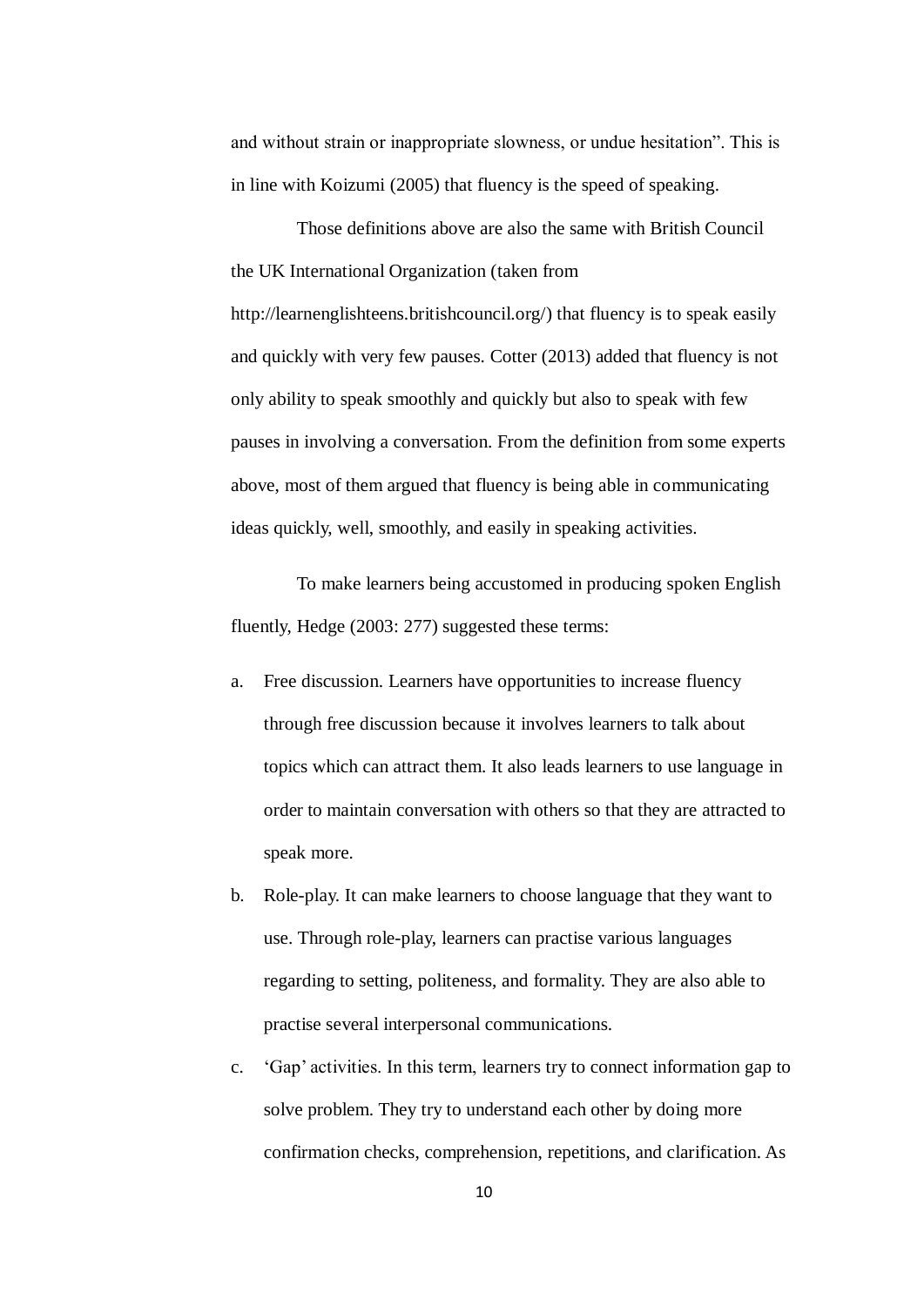and without strain or inappropriate slowness, or undue hesitation". This is in line with Koizumi (2005) that fluency is the speed of speaking.

Those definitions above are also the same with British Council the UK International Organization (taken from http://learnenglishteens.britishcouncil.org/) that fluency is to speak easily and quickly with very few pauses. Cotter (2013) added that fluency is not only ability to speak smoothly and quickly but also to speak with few pauses in involving a conversation. From the definition from some experts above, most of them argued that fluency is being able in communicating ideas quickly, well, smoothly, and easily in speaking activities.

To make learners being accustomed in producing spoken English fluently, Hedge (2003: 277) suggested these terms:

a. Free discussion. Learners have opportunities to increase fluency through free discussion because it involves learners to talk about topics which can attract them. It also leads learners to use language in order to maintain conversation with others so that they are attracted to speak more.

b. Role-play. It can make learners to choose language that they want to use. Through role-play, learners can practise various languages regarding to setting, politeness, and formality. They are also able to practise several interpersonal communications.

c. 'Gap' activities. In this term, learners try to connect information gap to solve problem. They try to understand each other by doing more confirmation checks, comprehension, repetitions, and clarification. As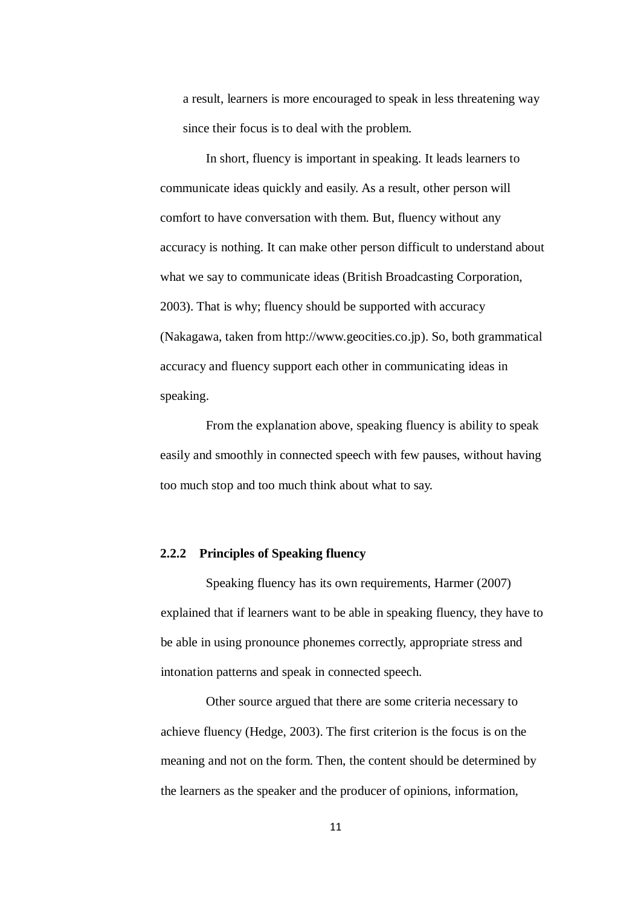a result, learners is more encouraged to speak in less threatening way since their focus is to deal with the problem.

In short, fluency is important in speaking. It leads learners to communicate ideas quickly and easily. As a result, other person will comfort to have conversation with them. But, fluency without any accuracy is nothing. It can make other person difficult to understand about what we say to communicate ideas (British Broadcasting Corporation, 2003). That is why; fluency should be supported with accuracy (Nakagawa, taken from http://www.geocities.co.jp). So, both grammatical accuracy and fluency support each other in communicating ideas in speaking.

From the explanation above, speaking fluency is ability to speak easily and smoothly in connected speech with few pauses, without having too much stop and too much think about what to say.

### 2.2.2 Principles of Speaking fluency

Speaking fluency has its own requirements, Harmer (2007) explained that if learners want to be able in speaking fluency, they have to be able in using pronounce phonemes correctly, appropriate stress and intonation patterns and speak in connected speech.

Other source argued that there are some criteria necessary to achieve fluency (Hedge, 2003). The first criterion is the focus is on the meaning and not on the form. Then, the content should be determined by the learners as the speaker and the producer of opinions, information,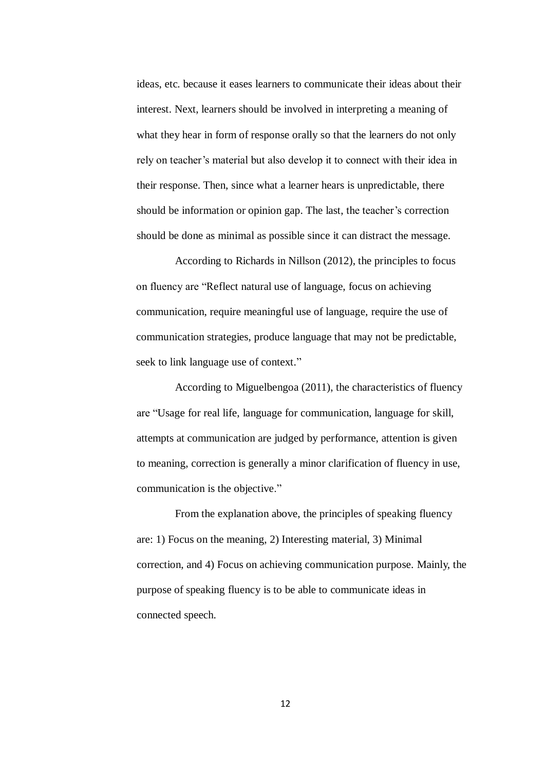ideas, etc. because it eases learners to communicate their ideas about their interest. Next, learners should be involved in interpreting a meaning of what they hear in form of response orally so that the learners do not only rely on teacher's material but also develop it to connect with their idea in their response. Then, since what a learner hears is unpredictable, there should be information or opinion gap. The last, the teacher's correction should be done as minimal as possible since it can distract the message.

According to Richards in Nillson (2012), the principles to focus on fluency are "Reflect natural use of language, focus on achieving communication, require meaningful use of language, require the use of communication strategies, produce language that may not be predictable, seek to link language use of context."

According to Miguelbengoa (2011), the characteristics of fluency are "Usage for real life, language for communication, language for skill, attempts at communication are judged by performance, attention is given to meaning, correction is generally a minor clarification of fluency in use, communication is the objective."

From the explanation above, the principles of speaking fluency are: 1) Focus on the meaning, 2) Interesting material, 3) Minimal correction, and 4) Focus on achieving communication purpose. Mainly, the purpose of speaking fluency is to be able to communicate ideas in connected speech.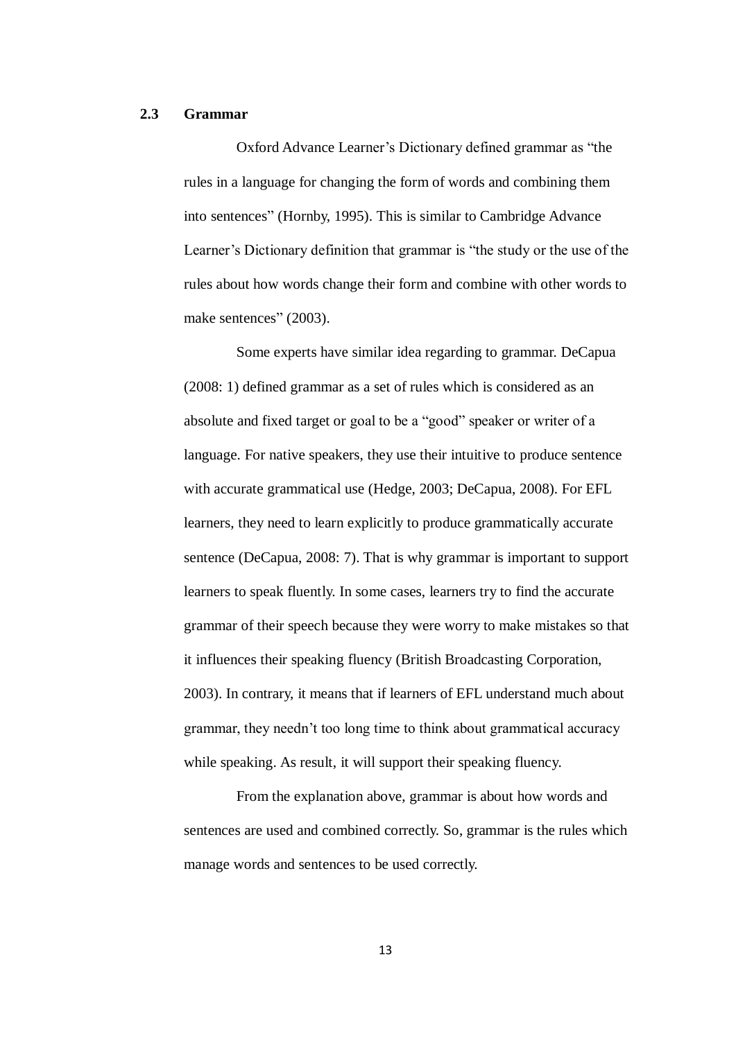## 2.3 Grammar

Oxford Advance Learner's Dictionary defined grammar as "the rules in a language for changing the form of words and combining them into sentences" (Hornby, 1995). This is similar to Cambridge Advance Learner's Dictionary definition that grammar is "the study or the use of the rules about how words change their form and combine with other words to make sentences" (2003).

Some experts have similar idea regarding to grammar. DeCapua (2008: 1) defined grammar as a set of rules which is considered as an absolute and fixed target or goal to be a "good" speaker or writer of a language. For native speakers, they use their intuitive to produce sentence with accurate grammatical use (Hedge, 2003; DeCapua, 2008). For EFL learners, they need to learn explicitly to produce grammatically accurate sentence (DeCapua, 2008: 7). That is why grammar is important to support learners to speak fluently. In some cases, learners try to find the accurate grammar of their speech because they were worry to make mistakes so that it influences their speaking fluency (British Broadcasting Corporation, 2003). In contrary, it means that if learners of EFL understand much about grammar, they needn't too long time to think about grammatical accuracy while speaking. As result, it will support their speaking fluency.

From the explanation above, grammar is about how words and sentences are used and combined correctly. So, grammar is the rules which manage words and sentences to be used correctly.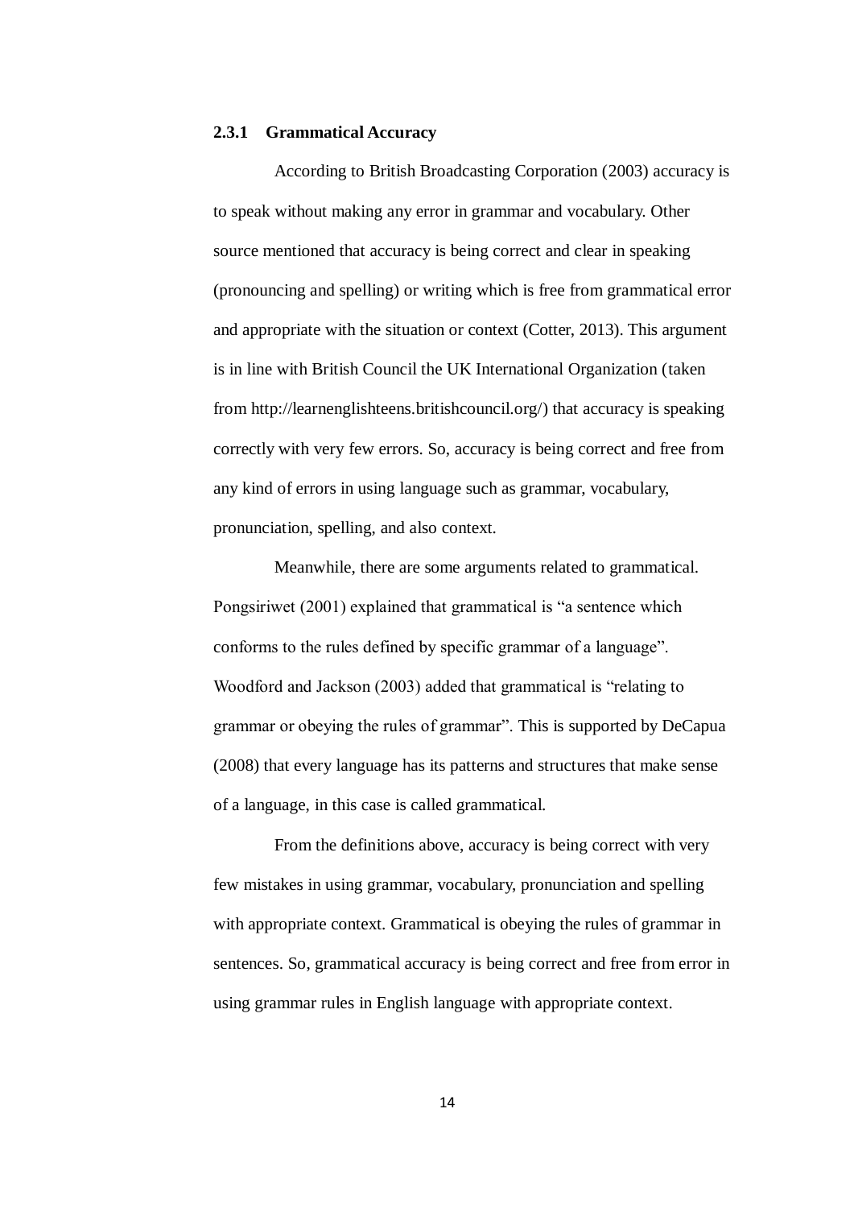### 2.3.1 Grammatical Accuracy

According to British Broadcasting Corporation (2003) accuracy is to speak without making any error in grammar and vocabulary. Other source mentioned that accuracy is being correct and clear in speaking (pronouncing and spelling) or writing which is free from grammatical error and appropriate with the situation or context (Cotter, 2013). This argument is in line with British Council the UK International Organization (taken from http://learnenglishteens.britishcouncil.org/) that accuracy is speaking correctly with very few errors. So, accuracy is being correct and free from any kind of errors in using language such as grammar, vocabulary, pronunciation, spelling, and also context.

Meanwhile, there are some arguments related to grammatical. Pongsiriwet (2001) explained that grammatical is "a sentence which conforms to the rules defined by specific grammar of a language". Woodford and Jackson (2003) added that grammatical is "relating to grammar or obeying the rules of grammar". This is supported by DeCapua (2008) that every language has its patterns and structures that make sense of a language, in this case is called grammatical.

From the definitions above, accuracy is being correct with very few mistakes in using grammar, vocabulary, pronunciation and spelling with appropriate context. Grammatical is obeying the rules of grammar in sentences. So, grammatical accuracy is being correct and free from error in using grammar rules in English language with appropriate context.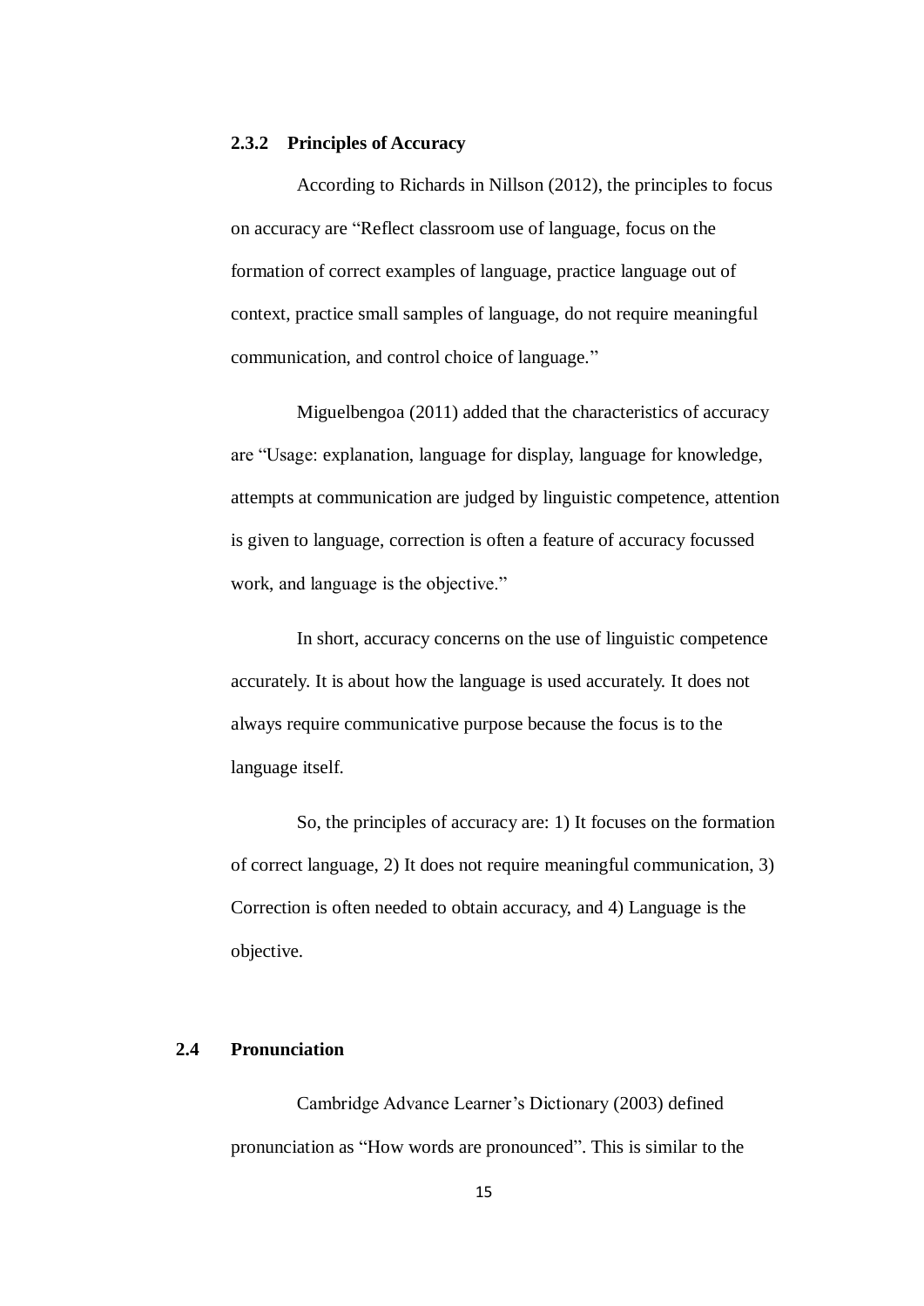### 2.3.2 Principles of Accuracy

According to Richards in Nillson (2012), the principles to focus on accuracy are "Reflect classroom use of language, focus on the formation of correct examples of language, practice language out of context, practice small samples of language, do not require meaningful communication, and control choice of language."

Miguelbengoa (2011) added that the characteristics of accuracy are "Usage: explanation, language for display, language for knowledge, attempts at communication are judged by linguistic competence, attention is given to language, correction is often a feature of accuracy focussed work, and language is the objective."

In short, accuracy concerns on the use of linguistic competence accurately. It is about how the language is used accurately. It does not always require communicative purpose because the focus is to the language itself.

So, the principles of accuracy are: 1) It focuses on the formation of correct language, 2) It does not require meaningful communication, 3) Correction is often needed to obtain accuracy, and 4) Language is the objective.

## 2.4 Pronunciation

Cambridge Advance Learner's Dictionary (2003) defined pronunciation as "How words are pronounced". This is similar to the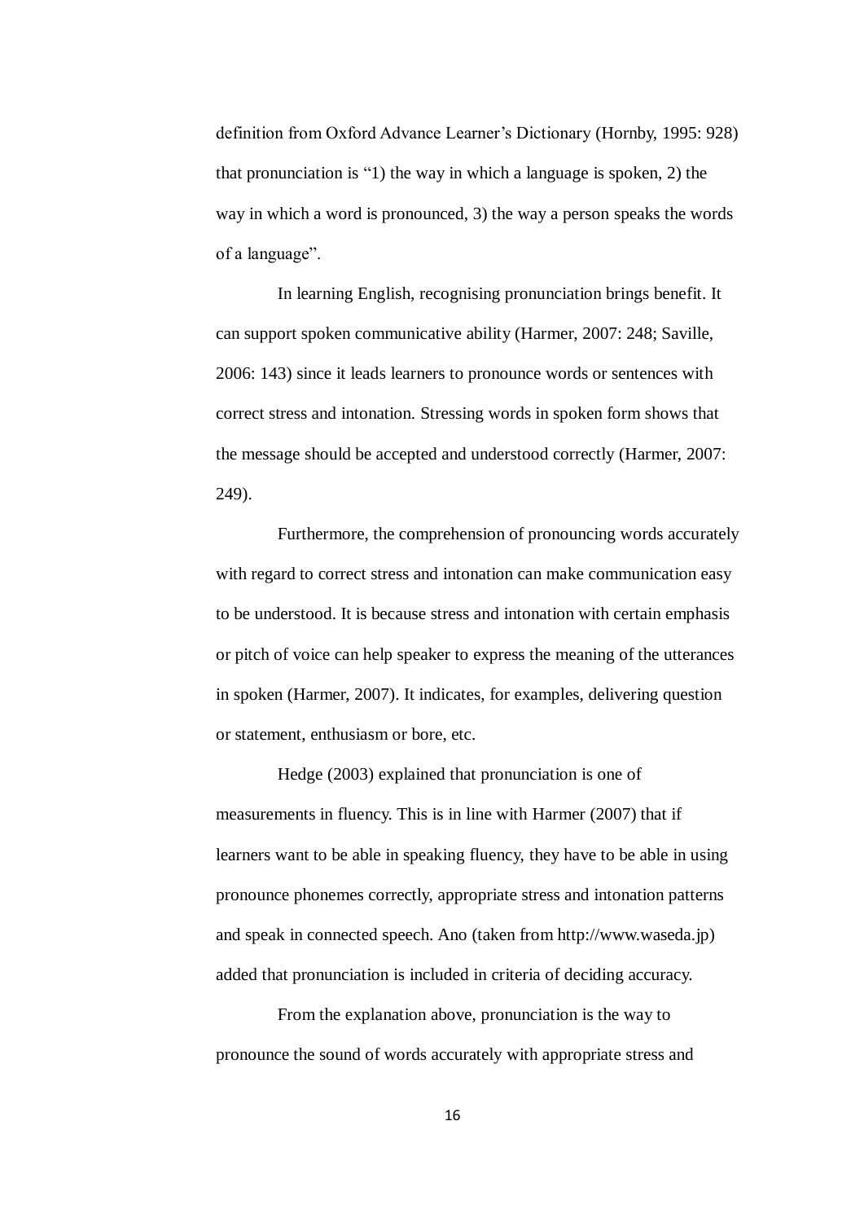definition from Oxford Advance Learner's Dictionary (Hornby, 1995: 928) that pronunciation is "1) the way in which a language is spoken, 2) the way in which a word is pronounced, 3) the way a person speaks the words of a language".

In learning English, recognising pronunciation brings benefit. It can support spoken communicative ability (Harmer, 2007: 248; Saville, 2006: 143) since it leads learners to pronounce words or sentences with correct stress and intonation. Stressing words in spoken form shows that the message should be accepted and understood correctly (Harmer, 2007: 249).

Furthermore, the comprehension of pronouncing words accurately with regard to correct stress and intonation can make communication easy to be understood. It is because stress and intonation with certain emphasis or pitch of voice can help speaker to express the meaning of the utterances in spoken (Harmer, 2007). It indicates, for examples, delivering question or statement, enthusiasm or bore, etc.

Hedge (2003) explained that pronunciation is one of measurements in fluency. This is in line with Harmer (2007) that if learners want to be able in speaking fluency, they have to be able in using pronounce phonemes correctly, appropriate stress and intonation patterns and speak in connected speech. Ano (taken from http://www.waseda.jp) added that pronunciation is included in criteria of deciding accuracy.

From the explanation above, pronunciation is the way to pronounce the sound of words accurately with appropriate stress and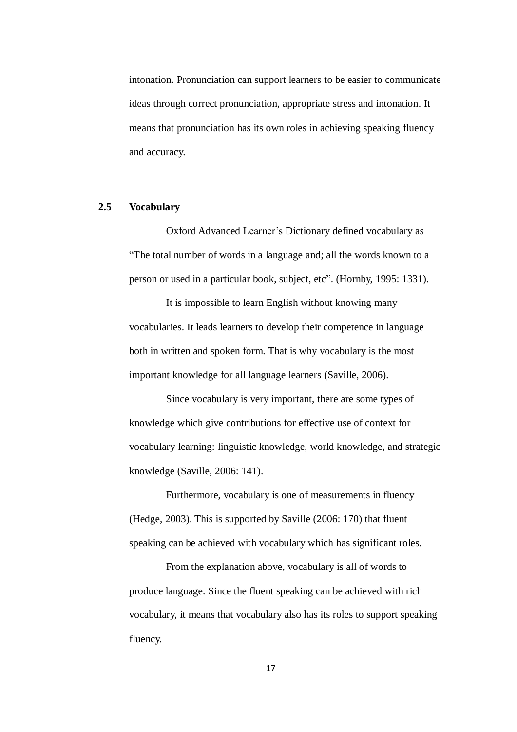intonation. Pronunciation can support learners to be easier to communicate ideas through correct pronunciation, appropriate stress and intonation. It means that pronunciation has its own roles in achieving speaking fluency and accuracy.

## 2.5 Vocabulary

Oxford Advanced Learner's Dictionary defined vocabulary as "The total number of words in a language and; all the words known to a person or used in a particular book, subject, etc". (Hornby, 1995: 1331).

It is impossible to learn English without knowing many vocabularies. It leads learners to develop their competence in language both in written and spoken form. That is why vocabulary is the most important knowledge for all language learners (Saville, 2006).

Since vocabulary is very important, there are some types of knowledge which give contributions for effective use of context for vocabulary learning: linguistic knowledge, world knowledge, and strategic knowledge (Saville, 2006: 141).

Furthermore, vocabulary is one of measurements in fluency (Hedge, 2003). This is supported by Saville (2006: 170) that fluent speaking can be achieved with vocabulary which has significant roles.

From the explanation above, vocabulary is all of words to produce language. Since the fluent speaking can be achieved with rich vocabulary, it means that vocabulary also has its roles to support speaking fluency.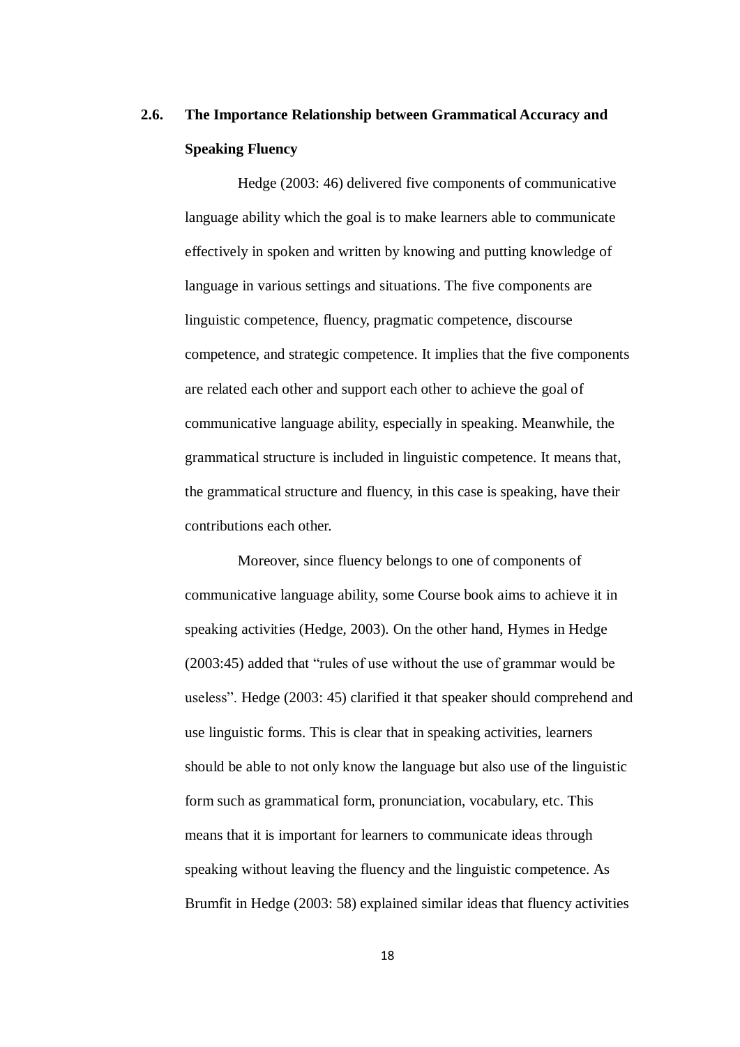## 2.6. The Importance Relationship between Grammatical Accuracy and Speaking Fluency

Hedge (2003: 46) delivered five components of communicative language ability which the goal is to make learners able to communicate effectively in spoken and written by knowing and putting knowledge of language in various settings and situations. The five components are linguistic competence, fluency, pragmatic competence, discourse competence, and strategic competence. It implies that the five components are related each other and support each other to achieve the goal of communicative language ability, especially in speaking. Meanwhile, the grammatical structure is included in linguistic competence. It means that, the grammatical structure and fluency, in this case is speaking, have their contributions each other.

Moreover, since fluency belongs to one of components of communicative language ability, some Course book aims to achieve it in speaking activities (Hedge, 2003). On the other hand, Hymes in Hedge (2003:45) added that "rules of use without the use of grammar would be useless". Hedge (2003: 45) clarified it that speaker should comprehend and use linguistic forms. This is clear that in speaking activities, learners should be able to not only know the language but also use of the linguistic form such as grammatical form, pronunciation, vocabulary, etc. This means that it is important for learners to communicate ideas through speaking without leaving the fluency and the linguistic competence. As Brumfit in Hedge (2003: 58) explained similar ideas that fluency activities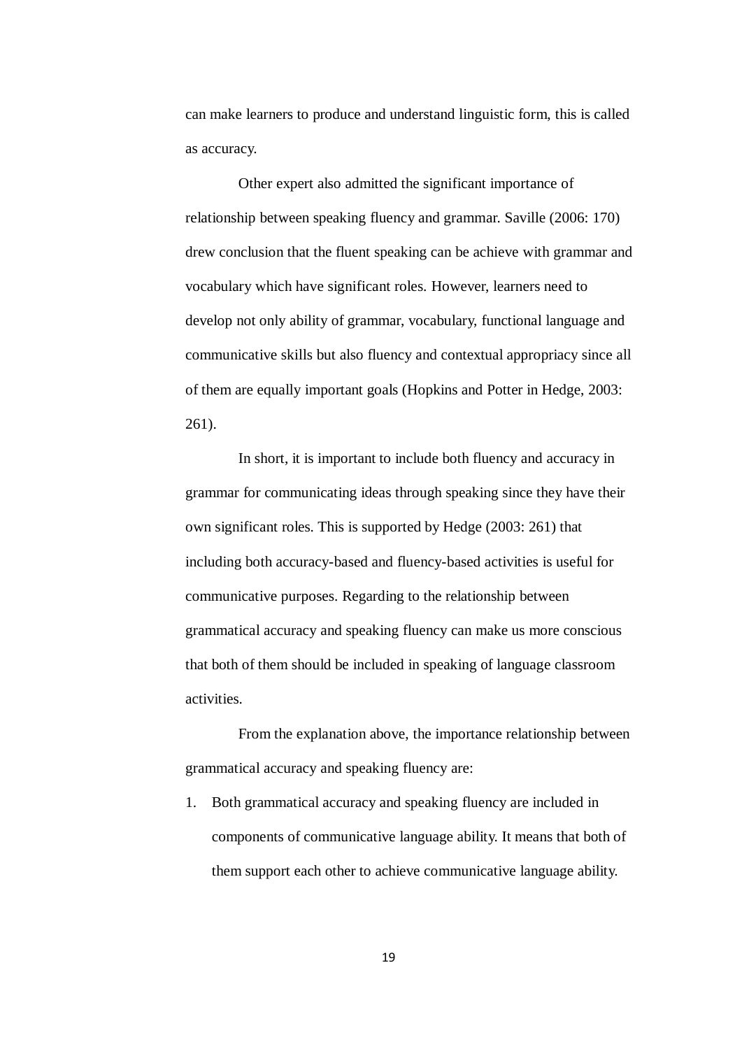can make learners to produce and understand linguistic form, this is called as accuracy.

Other expert also admitted the significant importance of relationship between speaking fluency and grammar. Saville (2006: 170) drew conclusion that the fluent speaking can be achieve with grammar and vocabulary which have significant roles. However, learners need to develop not only ability of grammar, vocabulary, functional language and communicative skills but also fluency and contextual appropriacy since all of them are equally important goals (Hopkins and Potter in Hedge, 2003: 261).

In short, it is important to include both fluency and accuracy in grammar for communicating ideas through speaking since they have their own significant roles. This is supported by Hedge (2003: 261) that including both accuracy-based and fluency-based activities is useful for communicative purposes. Regarding to the relationship between grammatical accuracy and speaking fluency can make us more conscious that both of them should be included in speaking of language classroom activities.

From the explanation above, the importance relationship between grammatical accuracy and speaking fluency are:

1. Both grammatical accuracy and speaking fluency are included in components of communicative language ability. It means that both of them support each other to achieve communicative language ability.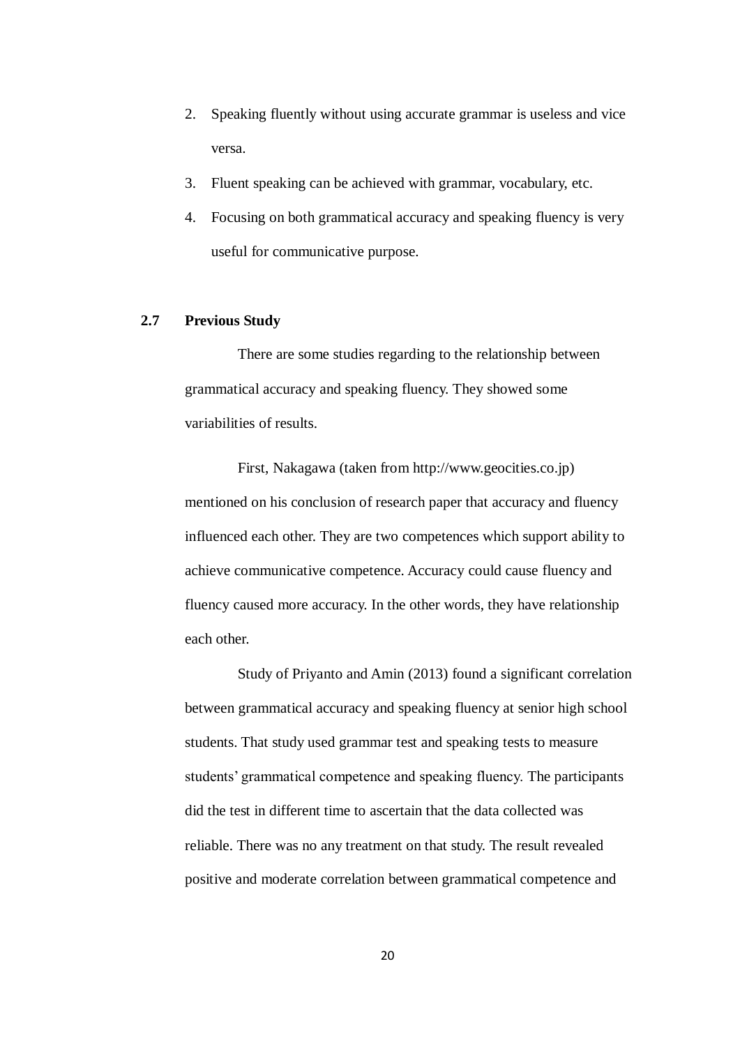2. Speaking fluently without using accurate grammar is useless and vice versa.
3. Fluent speaking can be achieved with grammar, vocabulary, etc.
4. Focusing on both grammatical accuracy and speaking fluency is very useful for communicative purpose.

## 2.7 Previous Study

There are some studies regarding to the relationship between grammatical accuracy and speaking fluency. They showed some variabilities of results.

First, Nakagawa (taken from http://www.geocities.co.jp) mentioned on his conclusion of research paper that accuracy and fluency influenced each other. They are two competences which support ability to achieve communicative competence. Accuracy could cause fluency and fluency caused more accuracy. In the other words, they have relationship each other.

Study of Priyanto and Amin (2013) found a significant correlation between grammatical accuracy and speaking fluency at senior high school students. That study used grammar test and speaking tests to measure students' grammatical competence and speaking fluency. The participants did the test in different time to ascertain that the data collected was reliable. There was no any treatment on that study. The result revealed positive and moderate correlation between grammatical competence and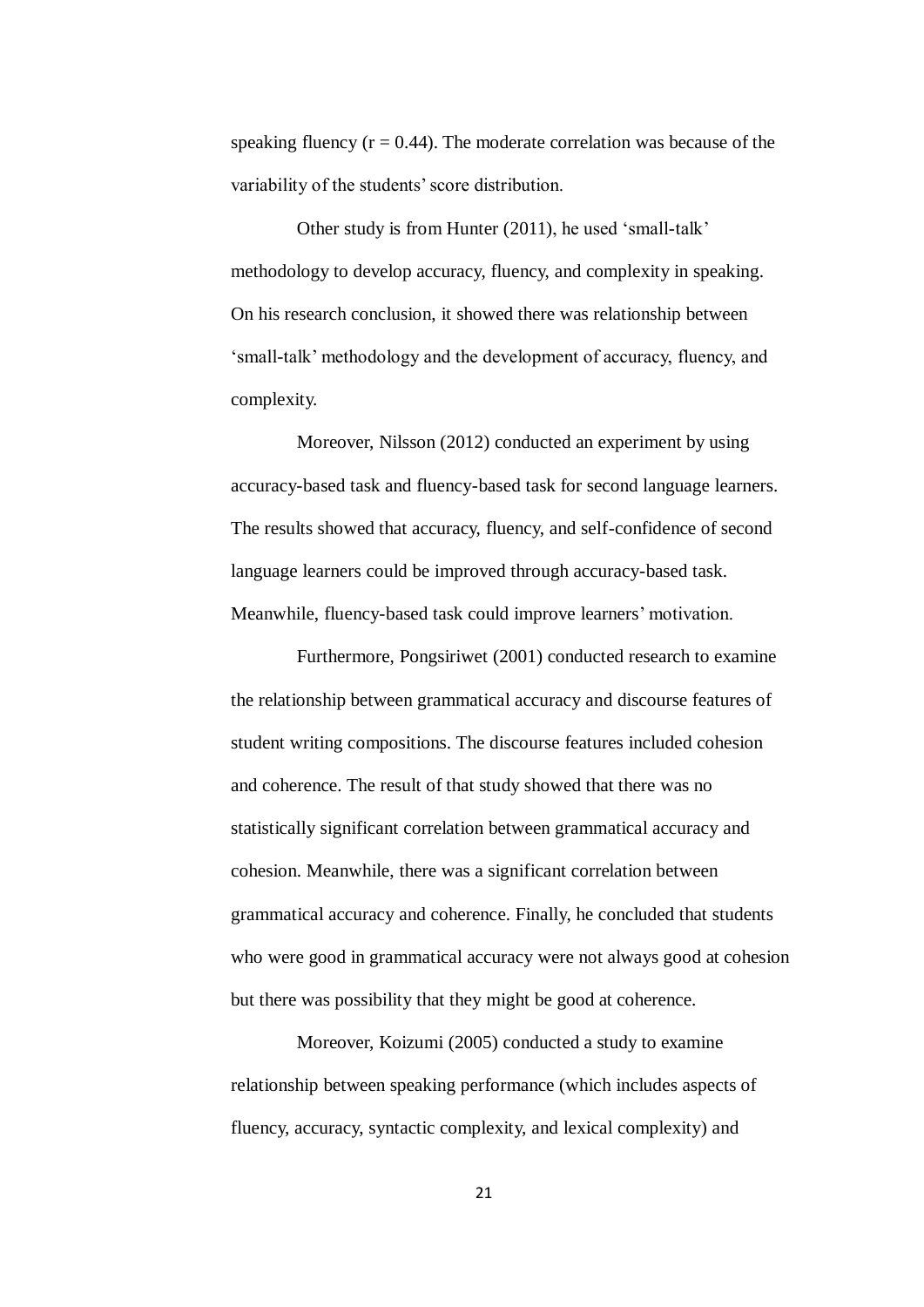speaking fluency ($r = 0.44$). The moderate correlation was because of the variability of the students' score distribution.

Other study is from Hunter (2011), he used 'small-talk' methodology to develop accuracy, fluency, and complexity in speaking. On his research conclusion, it showed there was relationship between 'small-talk' methodology and the development of accuracy, fluency, and complexity.

Moreover, Nilsson (2012) conducted an experiment by using accuracy-based task and fluency-based task for second language learners. The results showed that accuracy, fluency, and self-confidence of second language learners could be improved through accuracy-based task. Meanwhile, fluency-based task could improve learners' motivation.

Furthermore, Pongsiriwet (2001) conducted research to examine the relationship between grammatical accuracy and discourse features of student writing compositions. The discourse features included cohesion and coherence. The result of that study showed that there was no statistically significant correlation between grammatical accuracy and cohesion. Meanwhile, there was a significant correlation between grammatical accuracy and coherence. Finally, he concluded that students who were good in grammatical accuracy were not always good at cohesion but there was possibility that they might be good at coherence.

Moreover, Koizumi (2005) conducted a study to examine relationship between speaking performance (which includes aspects of fluency, accuracy, syntactic complexity, and lexical complexity) and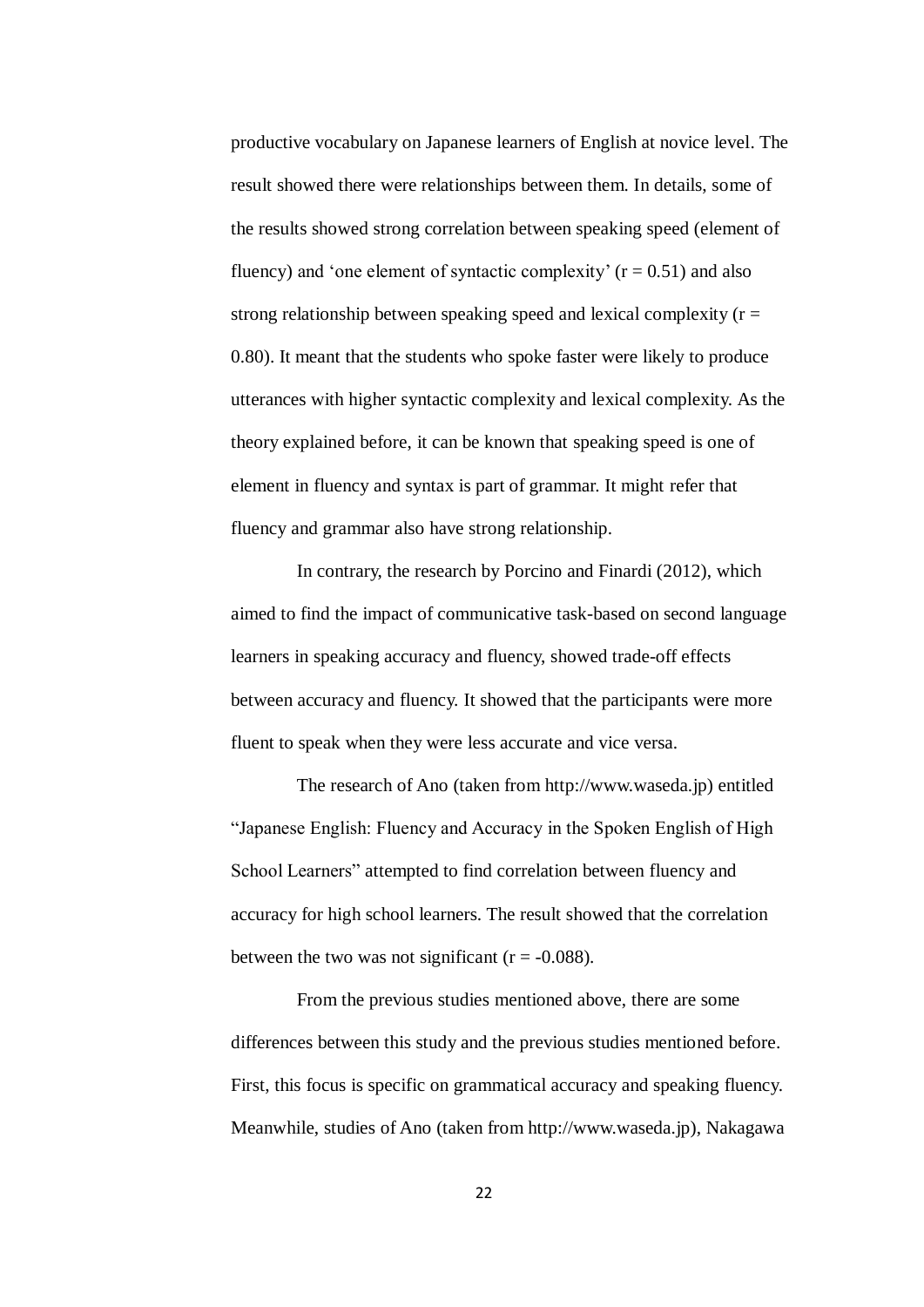productive vocabulary on Japanese learners of English at novice level. The result showed there were relationships between them. In details, some of the results showed strong correlation between speaking speed (element of fluency) and 'one element of syntactic complexity' ($r = 0.51$) and also strong relationship between speaking speed and lexical complexity ($r = 0.80$). It meant that the students who spoke faster were likely to produce utterances with higher syntactic complexity and lexical complexity. As the theory explained before, it can be known that speaking speed is one of element in fluency and syntax is part of grammar. It might refer that fluency and grammar also have strong relationship.

In contrary, the research by Porcino and Finardi (2012), which aimed to find the impact of communicative task-based on second language learners in speaking accuracy and fluency, showed trade-off effects between accuracy and fluency. It showed that the participants were more fluent to speak when they were less accurate and vice versa.

The research of Ano (taken from http://www.waseda.jp) entitled "Japanese English: Fluency and Accuracy in the Spoken English of High School Learners" attempted to find correlation between fluency and accuracy for high school learners. The result showed that the correlation between the two was not significant ($r = -0.088$).

From the previous studies mentioned above, there are some differences between this study and the previous studies mentioned before. First, this focus is specific on grammatical accuracy and speaking fluency. Meanwhile, studies of Ano (taken from http://www.waseda.jp), Nakagawa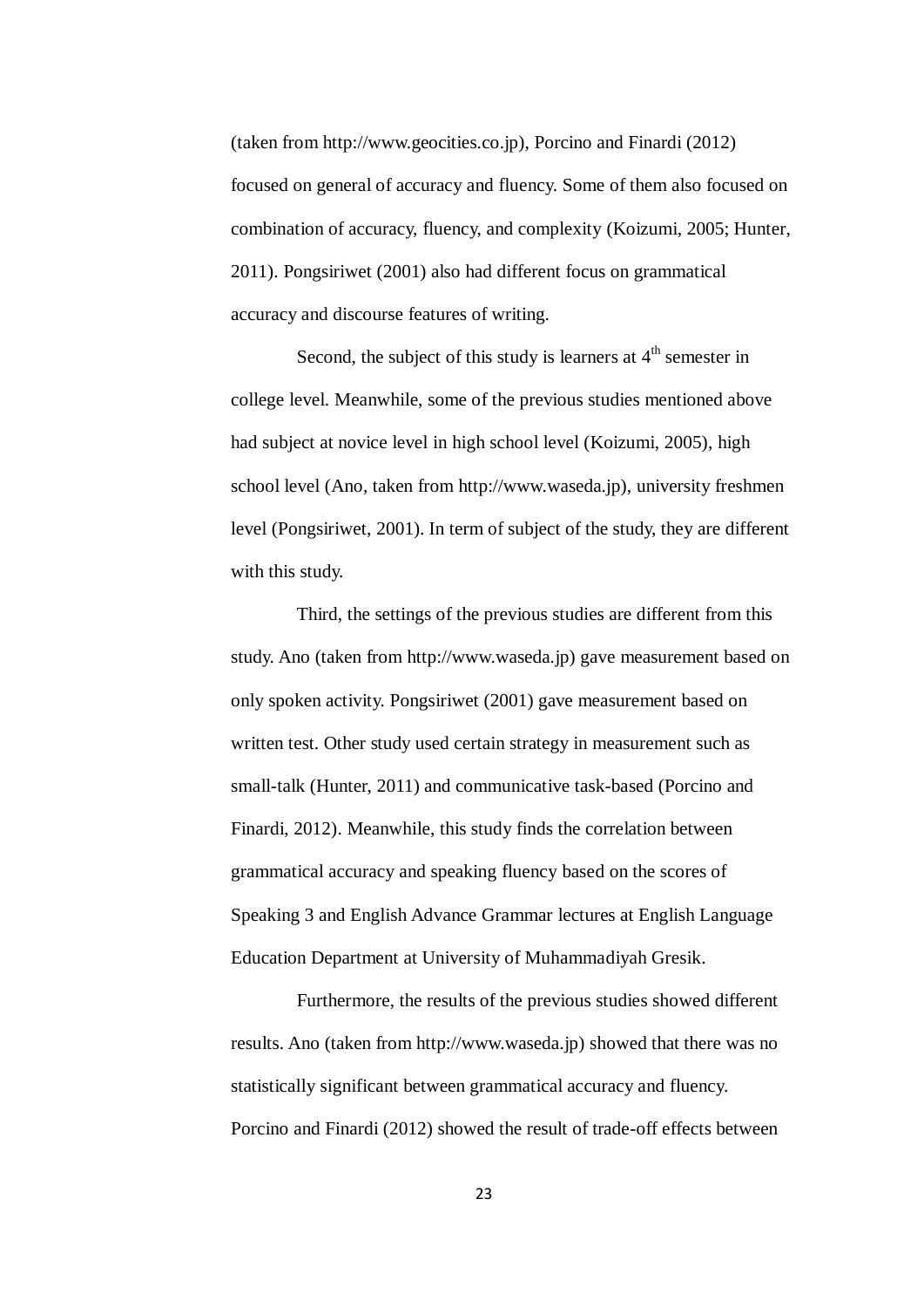(taken from http://www.geocities.co.jp), Porcino and Finardi (2012) focused on general of accuracy and fluency. Some of them also focused on combination of accuracy, fluency, and complexity (Koizumi, 2005; Hunter, 2011). Pongsiriwet (2001) also had different focus on grammatical accuracy and discourse features of writing.

Second, the subject of this study is learners at 4th semester in college level. Meanwhile, some of the previous studies mentioned above had subject at novice level in high school level (Koizumi, 2005), high school level (Ano, taken from http://www.waseda.jp), university freshmen level (Pongsiriwet, 2001). In term of subject of the study, they are different with this study.

Third, the settings of the previous studies are different from this study. Ano (taken from http://www.waseda.jp) gave measurement based on only spoken activity. Pongsiriwet (2001) gave measurement based on written test. Other study used certain strategy in measurement such as small-talk (Hunter, 2011) and communicative task-based (Porcino and Finardi, 2012). Meanwhile, this study finds the correlation between grammatical accuracy and speaking fluency based on the scores of Speaking 3 and English Advance Grammar lectures at English Language Education Department at University of Muhammadiyah Gresik.

Furthermore, the results of the previous studies showed different results. Ano (taken from http://www.waseda.jp) showed that there was no statistically significant between grammatical accuracy and fluency. Porcino and Finardi (2012) showed the result of trade-off effects between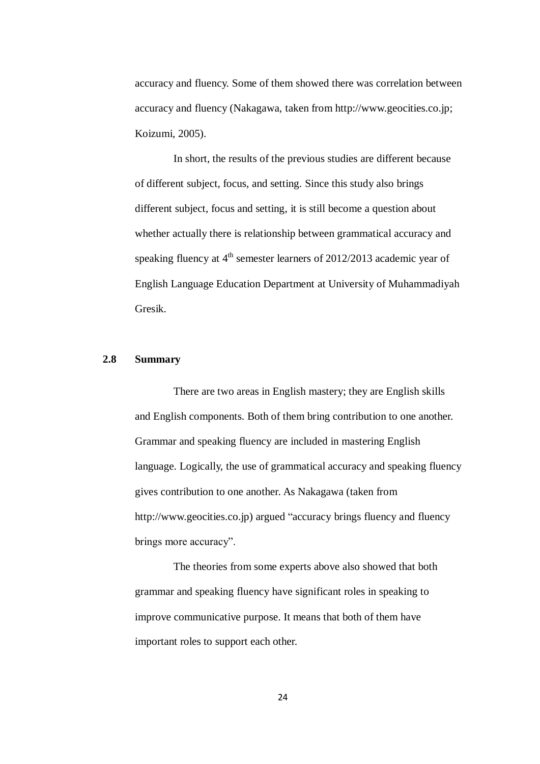accuracy and fluency. Some of them showed there was correlation between accuracy and fluency (Nakagawa, taken from http://www.geocities.co.jp; Koizumi, 2005).

In short, the results of the previous studies are different because of different subject, focus, and setting. Since this study also brings different subject, focus and setting, it is still become a question about whether actually there is relationship between grammatical accuracy and speaking fluency at 4th semester learners of 2012/2013 academic year of English Language Education Department at University of Muhammadiyah Gresik.

## 2.8 Summary

There are two areas in English mastery; they are English skills and English components. Both of them bring contribution to one another. Grammar and speaking fluency are included in mastering English language. Logically, the use of grammatical accuracy and speaking fluency gives contribution to one another. As Nakagawa (taken from http://www.geocities.co.jp) argued "accuracy brings fluency and fluency brings more accuracy".

The theories from some experts above also showed that both grammar and speaking fluency have significant roles in speaking to improve communicative purpose. It means that both of them have important roles to support each other.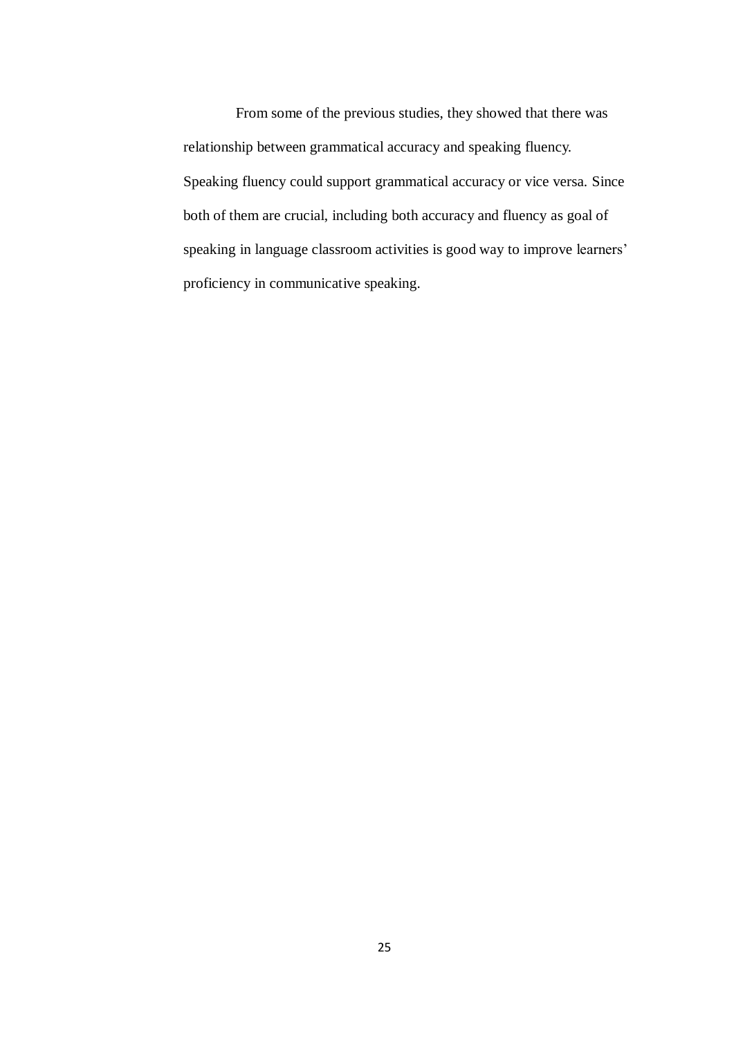From some of the previous studies, they showed that there was relationship between grammatical accuracy and speaking fluency. Speaking fluency could support grammatical accuracy or vice versa. Since both of them are crucial, including both accuracy and fluency as goal of speaking in language classroom activities is good way to improve learners' proficiency in communicative speaking.